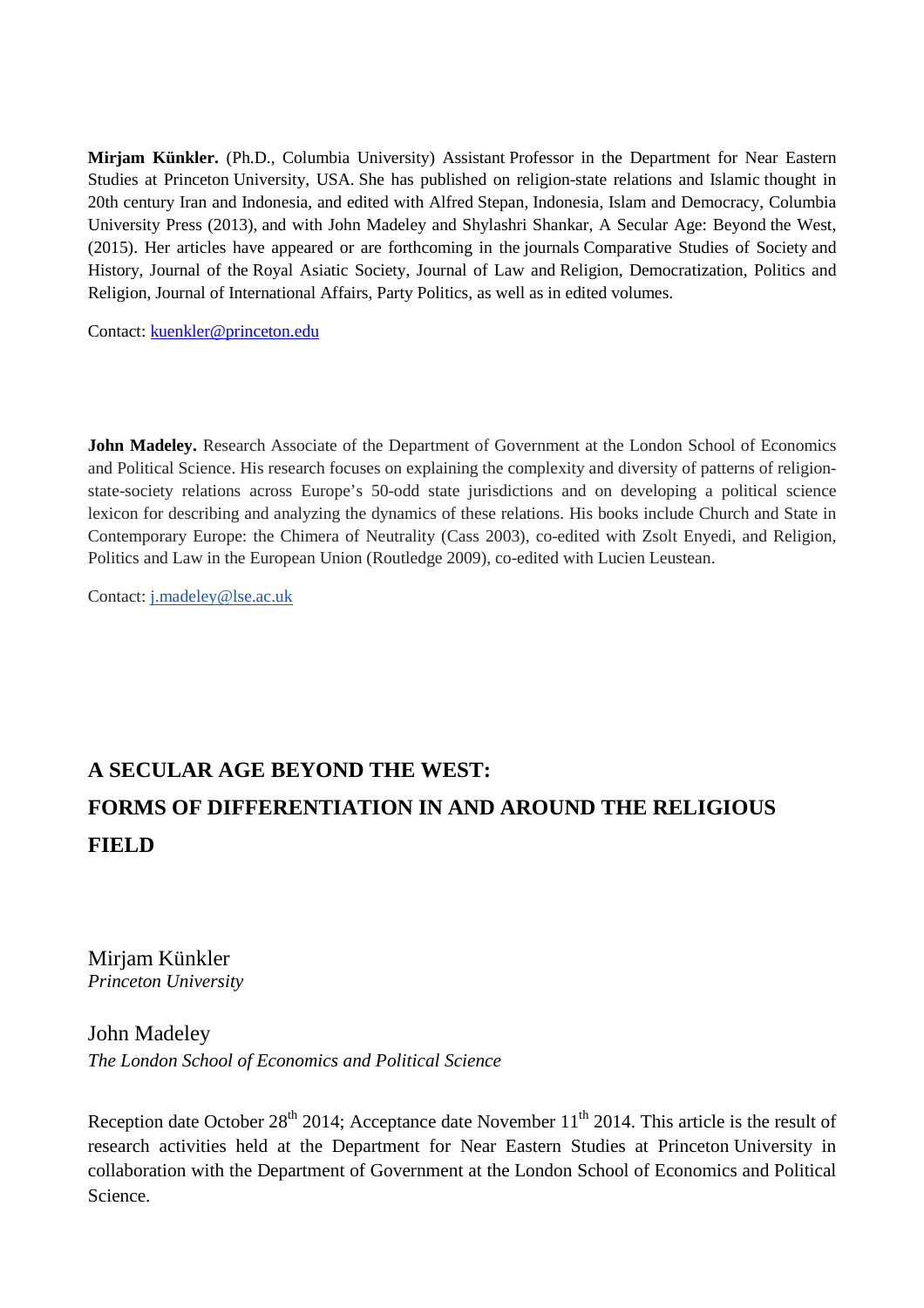**Mirjam Künkler.** (Ph.D., Columbia University) Assistant Professor in the Department for Near Eastern Studies at Princeton University, USA. She has published on religion-state relations and Islamic thought in 20th century Iran and Indonesia, and edited with Alfred Stepan, Indonesia, Islam and Democracy, Columbia University Press (2013), and with John Madeley and Shylashri Shankar, A Secular Age: Beyond the West, (2015). Her articles have appeared or are forthcoming in the journals Comparative Studies of Society and History, Journal of the Royal Asiatic Society, Journal of Law and Religion, Democratization, Politics and Religion, Journal of International Affairs, Party Politics, as well as in edited volumes.

Contact: kuenkler@princeton.edu

**John Madeley.** Research Associate of the Department of Government at the London School of Economics and Political Science. His research focuses on explaining the complexity and diversity of patterns of religion-state-society relations across Europe's 50-odd state jurisdictions and on developing a political science lexicon for describing and analyzing the dynamics of these relations. His books include Church and State in Contemporary Europe: the Chimera of Neutrality (Cass 2003), co-edited with Zsolt Enyedi, and Religion, Politics and Law in the European Union (Routledge 2009), co-edited with Lucien Leustean.

Contact: j.madeley@lse.ac.uk

# A SECULAR AGE BEYOND THE WEST: FORMS OF DIFFERENTIATION IN AND AROUND THE RELIGIOUS FIELD

Mirjam Künkler
*Princeton University*

John Madeley
*The London School of Economics and Political Science*

Reception date October 28th 2014; Acceptance date November 11th 2014. This article is the result of research activities held at the Department for Near Eastern Studies at Princeton University in collaboration with the Department of Government at the London School of Economics and Political Science.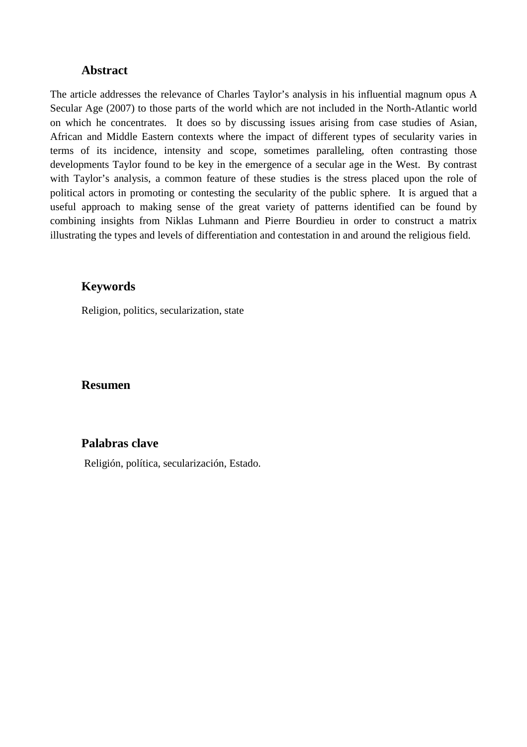## Abstract

The article addresses the relevance of Charles Taylor's analysis in his influential magnum opus A Secular Age (2007) to those parts of the world which are not included in the North-Atlantic world on which he concentrates. It does so by discussing issues arising from case studies of Asian, African and Middle Eastern contexts where the impact of different types of secularity varies in terms of its incidence, intensity and scope, sometimes paralleling, often contrasting those developments Taylor found to be key in the emergence of a secular age in the West. By contrast with Taylor's analysis, a common feature of these studies is the stress placed upon the role of political actors in promoting or contesting the secularity of the public sphere. It is argued that a useful approach to making sense of the great variety of patterns identified can be found by combining insights from Niklas Luhmann and Pierre Bourdieu in order to construct a matrix illustrating the types and levels of differentiation and contestation in and around the religious field.

## Keywords

Religion, politics, secularization, state

## Resumen

## Palabras clave

Religión, política, secularización, Estado.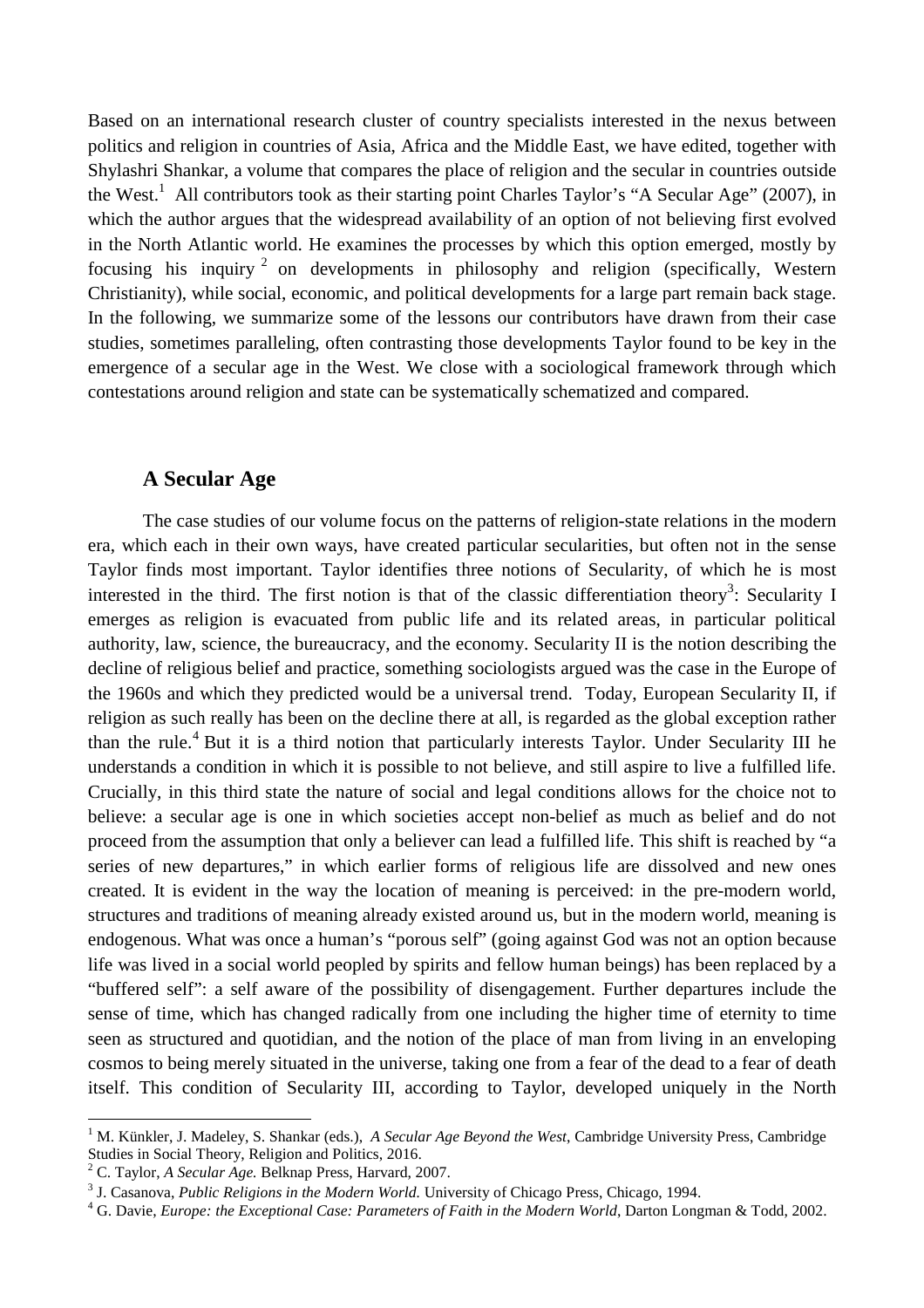Based on an international research cluster of country specialists interested in the nexus between politics and religion in countries of Asia, Africa and the Middle East, we have edited, together with Shylashri Shankar, a volume that compares the place of religion and the secular in countries outside the West.[1] All contributors took as their starting point Charles Taylor's "A Secular Age" (2007), in which the author argues that the widespread availability of an option of not believing first evolved in the North Atlantic world. He examines the processes by which this option emerged, mostly by focusing his inquiry [2] on developments in philosophy and religion (specifically, Western Christianity), while social, economic, and political developments for a large part remain back stage. In the following, we summarize some of the lessons our contributors have drawn from their case studies, sometimes paralleling, often contrasting those developments Taylor found to be key in the emergence of a secular age in the West. We close with a sociological framework through which contestations around religion and state can be systematically schematized and compared.

## A Secular Age

The case studies of our volume focus on the patterns of religion-state relations in the modern era, which each in their own ways, have created particular secularities, but often not in the sense Taylor finds most important. Taylor identifies three notions of Secularity, of which he is most interested in the third. The first notion is that of the classic differentiation theory[3]: Secularity I emerges as religion is evacuated from public life and its related areas, in particular political authority, law, science, the bureaucracy, and the economy. Secularity II is the notion describing the decline of religious belief and practice, something sociologists argued was the case in the Europe of the 1960s and which they predicted would be a universal trend. Today, European Secularity II, if religion as such really has been on the decline there at all, is regarded as the global exception rather than the rule.[4] But it is a third notion that particularly interests Taylor. Under Secularity III he understands a condition in which it is possible to not believe, and still aspire to live a fulfilled life. Crucially, in this third state the nature of social and legal conditions allows for the choice not to believe: a secular age is one in which societies accept non-belief as much as belief and do not proceed from the assumption that only a believer can lead a fulfilled life. This shift is reached by "a series of new departures," in which earlier forms of religious life are dissolved and new ones created. It is evident in the way the location of meaning is perceived: in the pre-modern world, structures and traditions of meaning already existed around us, but in the modern world, meaning is endogenous. What was once a human's "porous self" (going against God was not an option because life was lived in a social world peopled by spirits and fellow human beings) has been replaced by a "buffered self": a self aware of the possibility of disengagement. Further departures include the sense of time, which has changed radically from one including the higher time of eternity to time seen as structured and quotidian, and the notion of the place of man from living in an enveloping cosmos to being merely situated in the universe, taking one from a fear of the dead to a fear of death itself. This condition of Secularity III, according to Taylor, developed uniquely in the North

[1] M. Künkler, J. Madeley, S. Shankar (eds.), *A Secular Age Beyond the West*, Cambridge University Press, Cambridge Studies in Social Theory, Religion and Politics, 2016.

[2] C. Taylor, *A Secular Age.* Belknap Press, Harvard, 2007.

[3] J. Casanova, *Public Religions in the Modern World.* University of Chicago Press, Chicago, 1994.

[4] G. Davie, *Europe: the Exceptional Case: Parameters of Faith in the Modern World*, Darton Longman & Todd, 2002.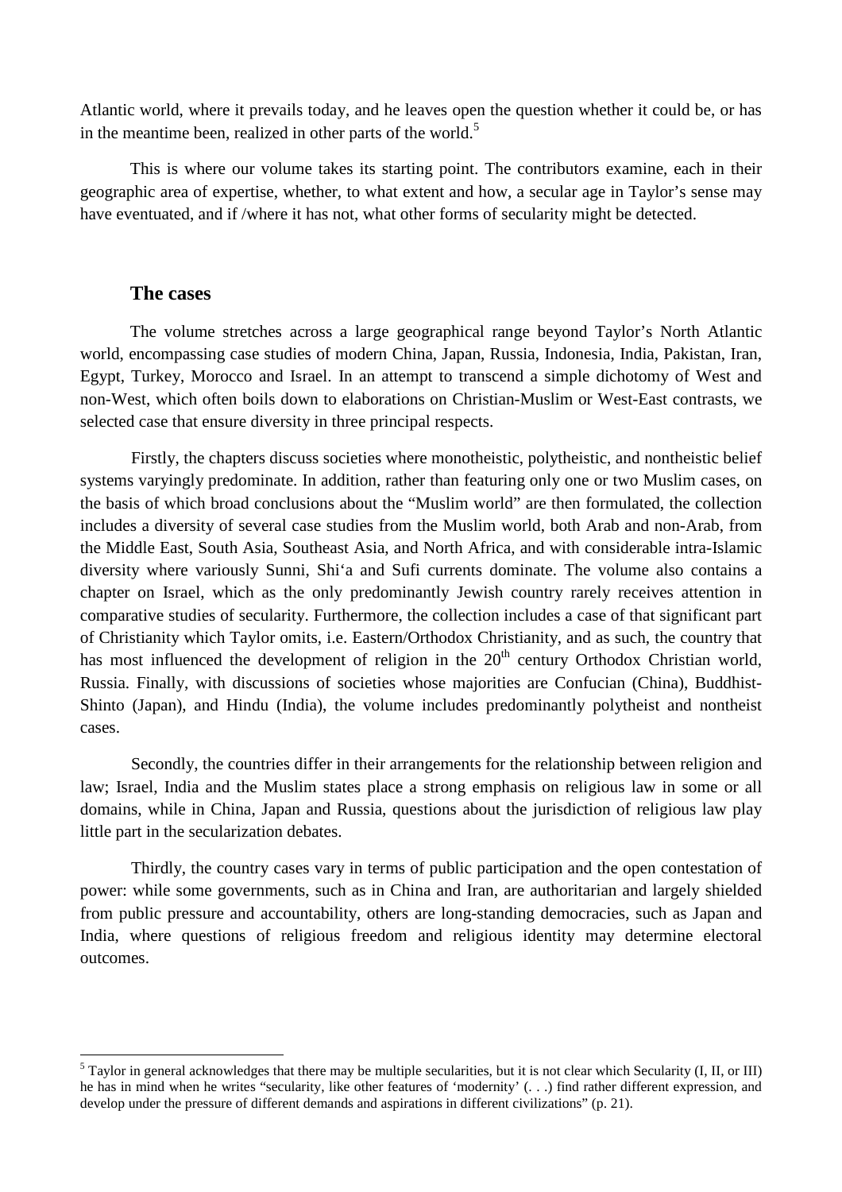Atlantic world, where it prevails today, and he leaves open the question whether it could be, or has in the meantime been, realized in other parts of the world.[5]

This is where our volume takes its starting point. The contributors examine, each in their geographic area of expertise, whether, to what extent and how, a secular age in Taylor's sense may have eventuated, and if /where it has not, what other forms of secularity might be detected.

## The cases

The volume stretches across a large geographical range beyond Taylor's North Atlantic world, encompassing case studies of modern China, Japan, Russia, Indonesia, India, Pakistan, Iran, Egypt, Turkey, Morocco and Israel. In an attempt to transcend a simple dichotomy of West and non-West, which often boils down to elaborations on Christian-Muslim or West-East contrasts, we selected case that ensure diversity in three principal respects.

Firstly, the chapters discuss societies where monotheistic, polytheistic, and nontheistic belief systems varyingly predominate. In addition, rather than featuring only one or two Muslim cases, on the basis of which broad conclusions about the "Muslim world" are then formulated, the collection includes a diversity of several case studies from the Muslim world, both Arab and non-Arab, from the Middle East, South Asia, Southeast Asia, and North Africa, and with considerable intra-Islamic diversity where variously Sunni, Shi'a and Sufi currents dominate. The volume also contains a chapter on Israel, which as the only predominantly Jewish country rarely receives attention in comparative studies of secularity. Furthermore, the collection includes a case of that significant part of Christianity which Taylor omits, i.e. Eastern/Orthodox Christianity, and as such, the country that has most influenced the development of religion in the 20th century Orthodox Christian world, Russia. Finally, with discussions of societies whose majorities are Confucian (China), Buddhist-Shinto (Japan), and Hindu (India), the volume includes predominantly polytheist and nontheist cases.

Secondly, the countries differ in their arrangements for the relationship between religion and law; Israel, India and the Muslim states place a strong emphasis on religious law in some or all domains, while in China, Japan and Russia, questions about the jurisdiction of religious law play little part in the secularization debates.

Thirdly, the country cases vary in terms of public participation and the open contestation of power: while some governments, such as in China and Iran, are authoritarian and largely shielded from public pressure and accountability, others are long-standing democracies, such as Japan and India, where questions of religious freedom and religious identity may determine electoral outcomes.

---

[5] Taylor in general acknowledges that there may be multiple secularities, but it is not clear which Secularity (I, II, or III) he has in mind when he writes "secularity, like other features of 'modernity' (. . .) find rather different expression, and develop under the pressure of different demands and aspirations in different civilizations" (p. 21).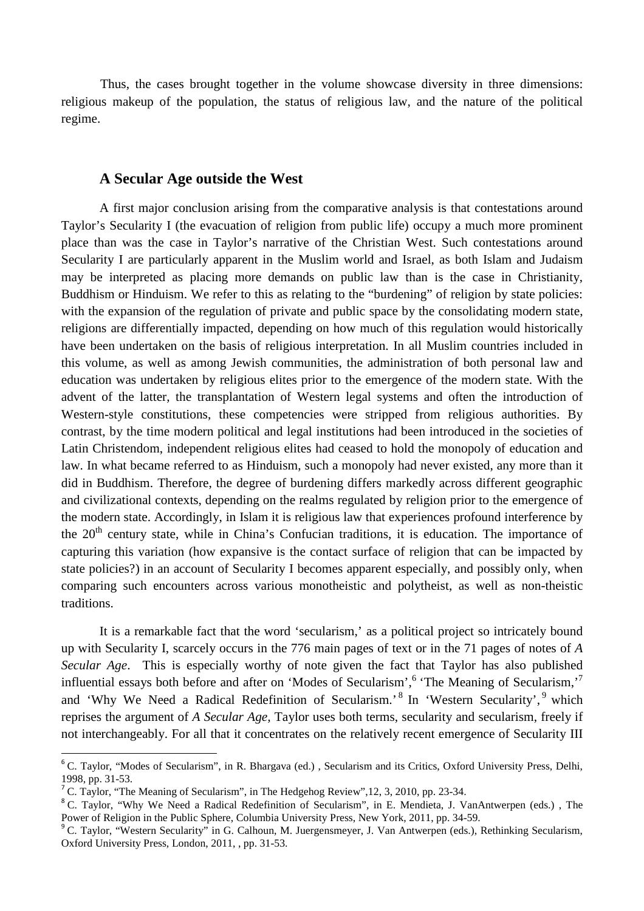Thus, the cases brought together in the volume showcase diversity in three dimensions: religious makeup of the population, the status of religious law, and the nature of the political regime.

## A Secular Age outside the West

A first major conclusion arising from the comparative analysis is that contestations around Taylor's Secularity I (the evacuation of religion from public life) occupy a much more prominent place than was the case in Taylor's narrative of the Christian West. Such contestations around Secularity I are particularly apparent in the Muslim world and Israel, as both Islam and Judaism may be interpreted as placing more demands on public law than is the case in Christianity, Buddhism or Hinduism. We refer to this as relating to the "burdening" of religion by state policies: with the expansion of the regulation of private and public space by the consolidating modern state, religions are differentially impacted, depending on how much of this regulation would historically have been undertaken on the basis of religious interpretation. In all Muslim countries included in this volume, as well as among Jewish communities, the administration of both personal law and education was undertaken by religious elites prior to the emergence of the modern state. With the advent of the latter, the transplantation of Western legal systems and often the introduction of Western-style constitutions, these competencies were stripped from religious authorities. By contrast, by the time modern political and legal institutions had been introduced in the societies of Latin Christendom, independent religious elites had ceased to hold the monopoly of education and law. In what became referred to as Hinduism, such a monopoly had never existed, any more than it did in Buddhism. Therefore, the degree of burdening differs markedly across different geographic and civilizational contexts, depending on the realms regulated by religion prior to the emergence of the modern state. Accordingly, in Islam it is religious law that experiences profound interference by the 20th century state, while in China's Confucian traditions, it is education. The importance of capturing this variation (how expansive is the contact surface of religion that can be impacted by state policies?) in an account of Secularity I becomes apparent especially, and possibly only, when comparing such encounters across various monotheistic and polytheist, as well as non-theistic traditions.

It is a remarkable fact that the word 'secularism,' as a political project so intricately bound up with Secularity I, scarcely occurs in the 776 main pages of text or in the 71 pages of notes of *A Secular Age*. This is especially worthy of note given the fact that Taylor has also published influential essays both before and after on 'Modes of Secularism',[6] 'The Meaning of Secularism,'[7] and 'Why We Need a Radical Redefinition of Secularism.'[8] In 'Western Secularity',[9] which reprises the argument of *A Secular Age*, Taylor uses both terms, secularity and secularism, freely if not interchangeably. For all that it concentrates on the relatively recent emergence of Secularity III

---

[6] C. Taylor, "Modes of Secularism", in R. Bhargava (ed.) , Secularism and its Critics, Oxford University Press, Delhi, 1998, pp. 31-53.

[7] C. Taylor, "The Meaning of Secularism", in The Hedgehog Review",12, 3, 2010, pp. 23-34.

[8] C. Taylor, "Why We Need a Radical Redefinition of Secularism", in E. Mendieta, J. VanAntwerpen (eds.) , The Power of Religion in the Public Sphere, Columbia University Press, New York, 2011, pp. 34-59.

[9] C. Taylor, "Western Secularity" in G. Calhoun, M. Juergensmeyer, J. Van Antwerpen (eds.), Rethinking Secularism, Oxford University Press, London, 2011, , pp. 31-53.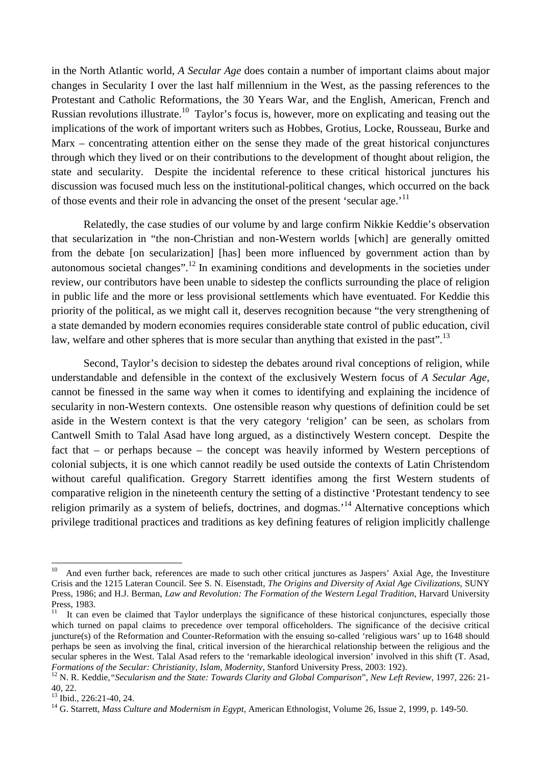in the North Atlantic world, *A Secular Age* does contain a number of important claims about major changes in Secularity I over the last half millennium in the West, as the passing references to the Protestant and Catholic Reformations, the 30 Years War, and the English, American, French and Russian revolutions illustrate.[10] Taylor's focus is, however, more on explicating and teasing out the implications of the work of important writers such as Hobbes, Grotius, Locke, Rousseau, Burke and Marx – concentrating attention either on the sense they made of the great historical conjunctures through which they lived or on their contributions to the development of thought about religion, the state and secularity. Despite the incidental reference to these critical historical junctures his discussion was focused much less on the institutional-political changes, which occurred on the back of those events and their role in advancing the onset of the present 'secular age.'[11]

Relatedly, the case studies of our volume by and large confirm Nikkie Keddie's observation that secularization in "the non-Christian and non-Western worlds [which] are generally omitted from the debate [on secularization] [has] been more influenced by government action than by autonomous societal changes".[12] In examining conditions and developments in the societies under review, our contributors have been unable to sidestep the conflicts surrounding the place of religion in public life and the more or less provisional settlements which have eventuated. For Keddie this priority of the political, as we might call it, deserves recognition because "the very strengthening of a state demanded by modern economies requires considerable state control of public education, civil law, welfare and other spheres that is more secular than anything that existed in the past".[13]

Second, Taylor's decision to sidestep the debates around rival conceptions of religion, while understandable and defensible in the context of the exclusively Western focus of *A Secular Age*, cannot be finessed in the same way when it comes to identifying and explaining the incidence of secularity in non-Western contexts. One ostensible reason why questions of definition could be set aside in the Western context is that the very category 'religion' can be seen, as scholars from Cantwell Smith to Talal Asad have long argued, as a distinctively Western concept. Despite the fact that – or perhaps because – the concept was heavily informed by Western perceptions of colonial subjects, it is one which cannot readily be used outside the contexts of Latin Christendom without careful qualification. Gregory Starrett identifies among the first Western students of comparative religion in the nineteenth century the setting of a distinctive 'Protestant tendency to see religion primarily as a system of beliefs, doctrines, and dogmas.'[14] Alternative conceptions which privilege traditional practices and traditions as key defining features of religion implicitly challenge

---

[10] And even further back, references are made to such other critical junctures as Jaspers' Axial Age, the Investiture Crisis and the 1215 Lateran Council. See S. N. Eisenstadt, *The Origins and Diversity of Axial Age Civilizations*, SUNY Press, 1986; and H.J. Berman, *Law and Revolution: The Formation of the Western Legal Tradition*, Harvard University Press, 1983.

[11] It can even be claimed that Taylor underplays the significance of these historical conjunctures, especially those which turned on papal claims to precedence over temporal officeholders. The significance of the decisive critical juncture(s) of the Reformation and Counter-Reformation with the ensuing so-called 'religious wars' up to 1648 should perhaps be seen as involving the final, critical inversion of the hierarchical relationship between the religious and the secular spheres in the West. Talal Asad refers to the 'remarkable ideological inversion' involved in this shift (T. Asad, *Formations of the Secular: Christianity, Islam, Modernity*, Stanford University Press, 2003: 192).

[12] N. R. Keddie,*"Secularism and the State: Towards Clarity and Global Comparison*", *New Left Review*, 1997, 226: 21-40, 22.

[13] Ibid., 226:21-40, 24.

[14] G. Starrett, *Mass Culture and Modernism in Egypt*, American Ethnologist, Volume 26, Issue 2, 1999, p. 149-50.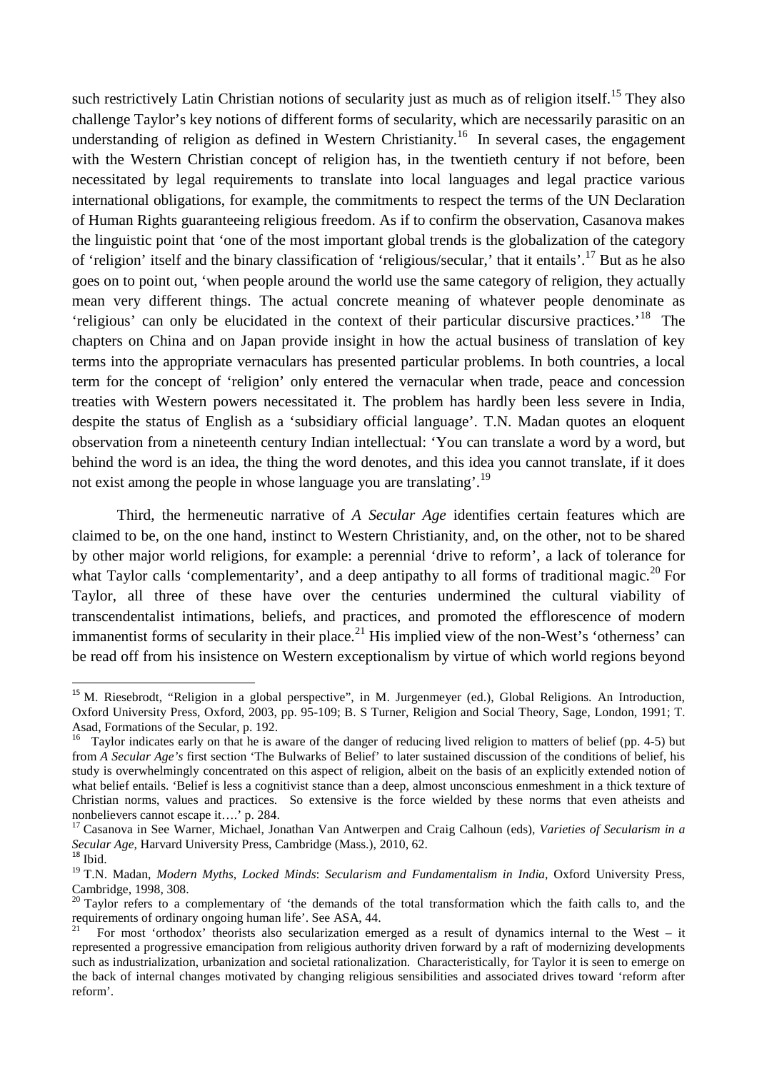such restrictively Latin Christian notions of secularity just as much as of religion itself.[15] They also challenge Taylor's key notions of different forms of secularity, which are necessarily parasitic on an understanding of religion as defined in Western Christianity.[16] In several cases, the engagement with the Western Christian concept of religion has, in the twentieth century if not before, been necessitated by legal requirements to translate into local languages and legal practice various international obligations, for example, the commitments to respect the terms of the UN Declaration of Human Rights guaranteeing religious freedom. As if to confirm the observation, Casanova makes the linguistic point that 'one of the most important global trends is the globalization of the category of 'religion' itself and the binary classification of 'religious/secular,' that it entails'.[17] But as he also goes on to point out, 'when people around the world use the same category of religion, they actually mean very different things. The actual concrete meaning of whatever people denominate as 'religious' can only be elucidated in the context of their particular discursive practices.'[18] The chapters on China and on Japan provide insight in how the actual business of translation of key terms into the appropriate vernaculars has presented particular problems. In both countries, a local term for the concept of 'religion' only entered the vernacular when trade, peace and concession treaties with Western powers necessitated it. The problem has hardly been less severe in India, despite the status of English as a 'subsidiary official language'. T.N. Madan quotes an eloquent observation from a nineteenth century Indian intellectual: 'You can translate a word by a word, but behind the word is an idea, the thing the word denotes, and this idea you cannot translate, if it does not exist among the people in whose language you are translating'.[19]

Third, the hermeneutic narrative of *A Secular Age* identifies certain features which are claimed to be, on the one hand, instinct to Western Christianity, and, on the other, not to be shared by other major world religions, for example: a perennial 'drive to reform', a lack of tolerance for what Taylor calls 'complementarity', and a deep antipathy to all forms of traditional magic.[20] For Taylor, all three of these have over the centuries undermined the cultural viability of transcendentalist intimations, beliefs, and practices, and promoted the efflorescence of modern immanentist forms of secularity in their place.[21] His implied view of the non-West's 'otherness' can be read off from his insistence on Western exceptionalism by virtue of which world regions beyond

---

[15] M. Riesebrodt, "Religion in a global perspective", in M. Jurgenmeyer (ed.), Global Religions. An Introduction, Oxford University Press, Oxford, 2003, pp. 95-109; B. S Turner, Religion and Social Theory, Sage, London, 1991; T. Asad, Formations of the Secular, p. 192.

[16] Taylor indicates early on that he is aware of the danger of reducing lived religion to matters of belief (pp. 4-5) but from *A Secular Age's* first section 'The Bulwarks of Belief' to later sustained discussion of the conditions of belief, his study is overwhelmingly concentrated on this aspect of religion, albeit on the basis of an explicitly extended notion of what belief entails. 'Belief is less a cognitivist stance than a deep, almost unconscious enmeshment in a thick texture of Christian norms, values and practices. So extensive is the force wielded by these norms that even atheists and nonbelievers cannot escape it….' p. 284.

[17] Casanova in See Warner, Michael, Jonathan Van Antwerpen and Craig Calhoun (eds), *Varieties of Secularism in a Secular Age*, Harvard University Press, Cambridge (Mass.), 2010, 62.

[18] Ibid.

[19] T.N. Madan, *Modern Myths, Locked Minds*: *Secularism and Fundamentalism in India*, Oxford University Press, Cambridge, 1998, 308.

[20] Taylor refers to a complementary of 'the demands of the total transformation which the faith calls to, and the requirements of ordinary ongoing human life'. See ASA, 44.

[21] For most 'orthodox' theorists also secularization emerged as a result of dynamics internal to the West – it represented a progressive emancipation from religious authority driven forward by a raft of modernizing developments such as industrialization, urbanization and societal rationalization. Characteristically, for Taylor it is seen to emerge on the back of internal changes motivated by changing religious sensibilities and associated drives toward 'reform after reform'.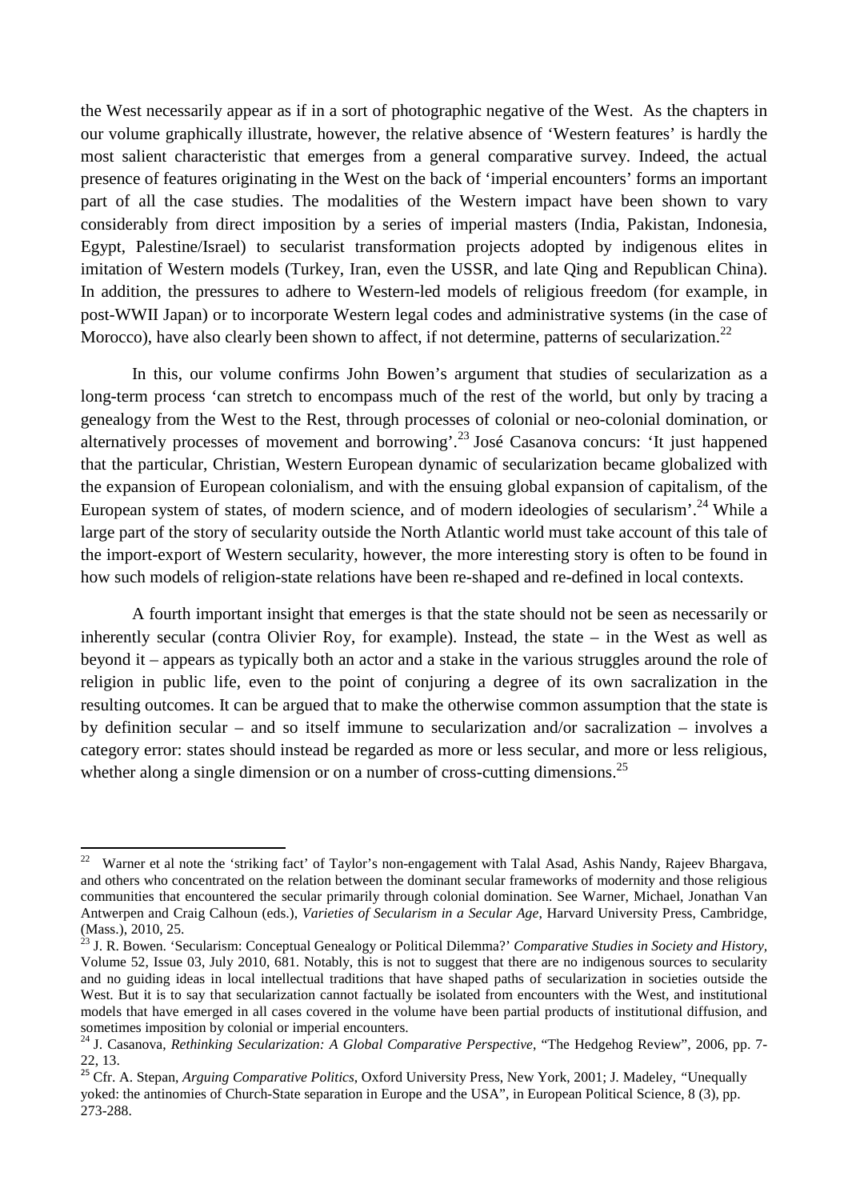the West necessarily appear as if in a sort of photographic negative of the West. As the chapters in our volume graphically illustrate, however, the relative absence of 'Western features' is hardly the most salient characteristic that emerges from a general comparative survey. Indeed, the actual presence of features originating in the West on the back of 'imperial encounters' forms an important part of all the case studies. The modalities of the Western impact have been shown to vary considerably from direct imposition by a series of imperial masters (India, Pakistan, Indonesia, Egypt, Palestine/Israel) to secularist transformation projects adopted by indigenous elites in imitation of Western models (Turkey, Iran, even the USSR, and late Qing and Republican China). In addition, the pressures to adhere to Western-led models of religious freedom (for example, in post-WWII Japan) or to incorporate Western legal codes and administrative systems (in the case of Morocco), have also clearly been shown to affect, if not determine, patterns of secularization.[22]

In this, our volume confirms John Bowen's argument that studies of secularization as a long-term process 'can stretch to encompass much of the rest of the world, but only by tracing a genealogy from the West to the Rest, through processes of colonial or neo-colonial domination, or alternatively processes of movement and borrowing'.[23] José Casanova concurs: 'It just happened that the particular, Christian, Western European dynamic of secularization became globalized with the expansion of European colonialism, and with the ensuing global expansion of capitalism, of the European system of states, of modern science, and of modern ideologies of secularism'.[24] While a large part of the story of secularity outside the North Atlantic world must take account of this tale of the import-export of Western secularity, however, the more interesting story is often to be found in how such models of religion-state relations have been re-shaped and re-defined in local contexts.

A fourth important insight that emerges is that the state should not be seen as necessarily or inherently secular (contra Olivier Roy, for example). Instead, the state – in the West as well as beyond it – appears as typically both an actor and a stake in the various struggles around the role of religion in public life, even to the point of conjuring a degree of its own sacralization in the resulting outcomes. It can be argued that to make the otherwise common assumption that the state is by definition secular – and so itself immune to secularization and/or sacralization – involves a category error: states should instead be regarded as more or less secular, and more or less religious, whether along a single dimension or on a number of cross-cutting dimensions.[25]

---

[22] Warner et al note the 'striking fact' of Taylor's non-engagement with Talal Asad, Ashis Nandy, Rajeev Bhargava, and others who concentrated on the relation between the dominant secular frameworks of modernity and those religious communities that encountered the secular primarily through colonial domination. See Warner, Michael, Jonathan Van Antwerpen and Craig Calhoun (eds.), *Varieties of Secularism in a Secular Age*, Harvard University Press, Cambridge, (Mass.), 2010, 25.

[23] J. R. Bowen. 'Secularism: Conceptual Genealogy or Political Dilemma?' *Comparative Studies in Society and History,* Volume 52, Issue 03, July 2010, 681. Notably, this is not to suggest that there are no indigenous sources to secularity and no guiding ideas in local intellectual traditions that have shaped paths of secularization in societies outside the West. But it is to say that secularization cannot factually be isolated from encounters with the West, and institutional models that have emerged in all cases covered in the volume have been partial products of institutional diffusion, and sometimes imposition by colonial or imperial encounters.

[24] J. Casanova, *Rethinking Secularization: A Global Comparative Perspective*, "The Hedgehog Review", 2006, pp. 7-22, 13.

[25] Cfr. A. Stepan, *Arguing Comparative Politics*, Oxford University Press, New York, 2001; J. Madeley, "Unequally yoked: the antinomies of Church-State separation in Europe and the USA", in European Political Science, 8 (3), pp. 273-288.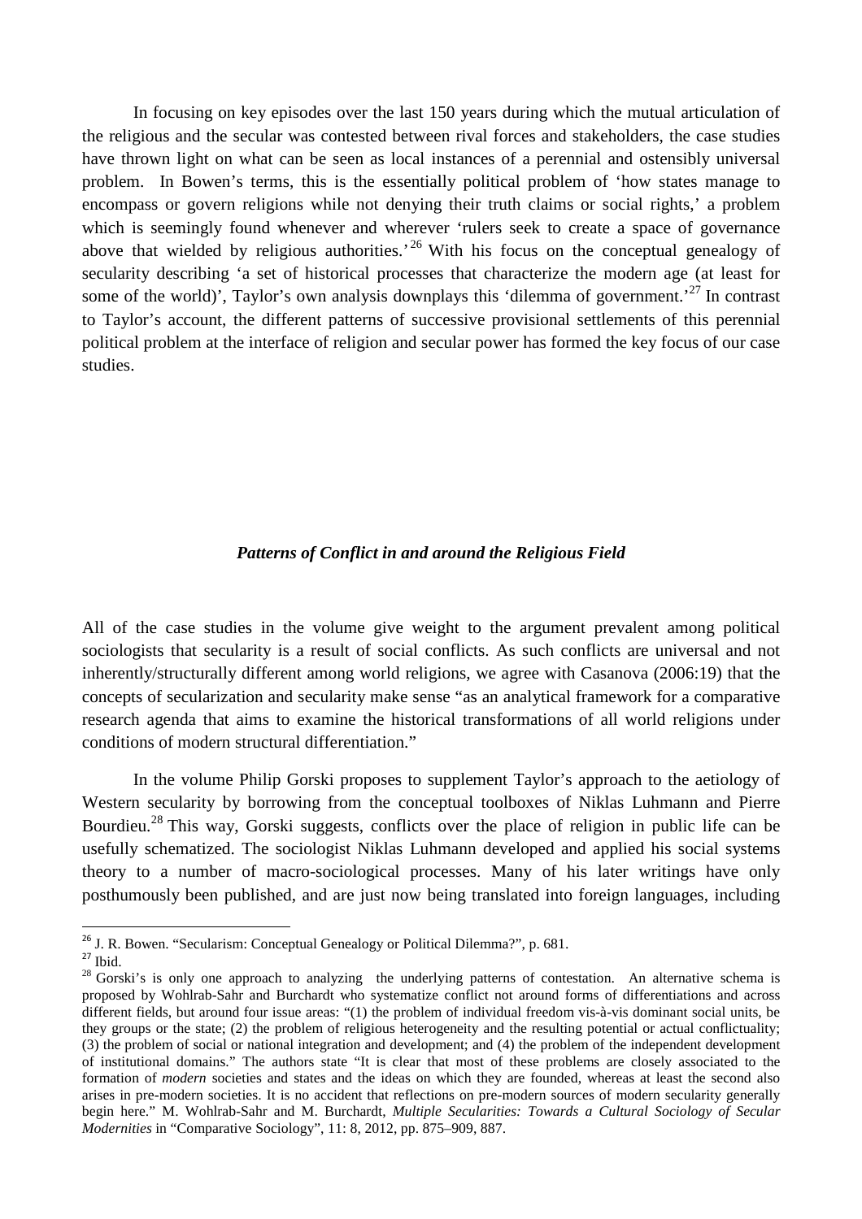In focusing on key episodes over the last 150 years during which the mutual articulation of the religious and the secular was contested between rival forces and stakeholders, the case studies have thrown light on what can be seen as local instances of a perennial and ostensibly universal problem. In Bowen's terms, this is the essentially political problem of 'how states manage to encompass or govern religions while not denying their truth claims or social rights,' a problem which is seemingly found whenever and wherever 'rulers seek to create a space of governance above that wielded by religious authorities.'[26] With his focus on the conceptual genealogy of secularity describing 'a set of historical processes that characterize the modern age (at least for some of the world)', Taylor's own analysis downplays this 'dilemma of government.'[27] In contrast to Taylor's account, the different patterns of successive provisional settlements of this perennial political problem at the interface of religion and secular power has formed the key focus of our case studies.

### ***Patterns of Conflict in and around the Religious Field***

All of the case studies in the volume give weight to the argument prevalent among political sociologists that secularity is a result of social conflicts. As such conflicts are universal and not inherently/structurally different among world religions, we agree with Casanova (2006:19) that the concepts of secularization and secularity make sense "as an analytical framework for a comparative research agenda that aims to examine the historical transformations of all world religions under conditions of modern structural differentiation."

In the volume Philip Gorski proposes to supplement Taylor's approach to the aetiology of Western secularity by borrowing from the conceptual toolboxes of Niklas Luhmann and Pierre Bourdieu.[28] This way, Gorski suggests, conflicts over the place of religion in public life can be usefully schematized. The sociologist Niklas Luhmann developed and applied his social systems theory to a number of macro-sociological processes. Many of his later writings have only posthumously been published, and are just now being translated into foreign languages, including

---

[26] J. R. Bowen. "Secularism: Conceptual Genealogy or Political Dilemma?", p. 681.

[27] Ibid.

[28] Gorski's is only one approach to analyzing the underlying patterns of contestation. An alternative schema is proposed by Wohlrab-Sahr and Burchardt who systematize conflict not around forms of differentiations and across different fields, but around four issue areas: "(1) the problem of individual freedom vis-à-vis dominant social units, be they groups or the state; (2) the problem of religious heterogeneity and the resulting potential or actual conflictuality; (3) the problem of social or national integration and development; and (4) the problem of the independent development of institutional domains." The authors state "It is clear that most of these problems are closely associated to the formation of *modern* societies and states and the ideas on which they are founded, whereas at least the second also arises in pre-modern societies. It is no accident that reflections on pre-modern sources of modern secularity generally begin here." M. Wohlrab-Sahr and M. Burchardt, *Multiple Secularities: Towards a Cultural Sociology of Secular Modernities* in "Comparative Sociology", 11: 8, 2012, pp. 875–909, 887.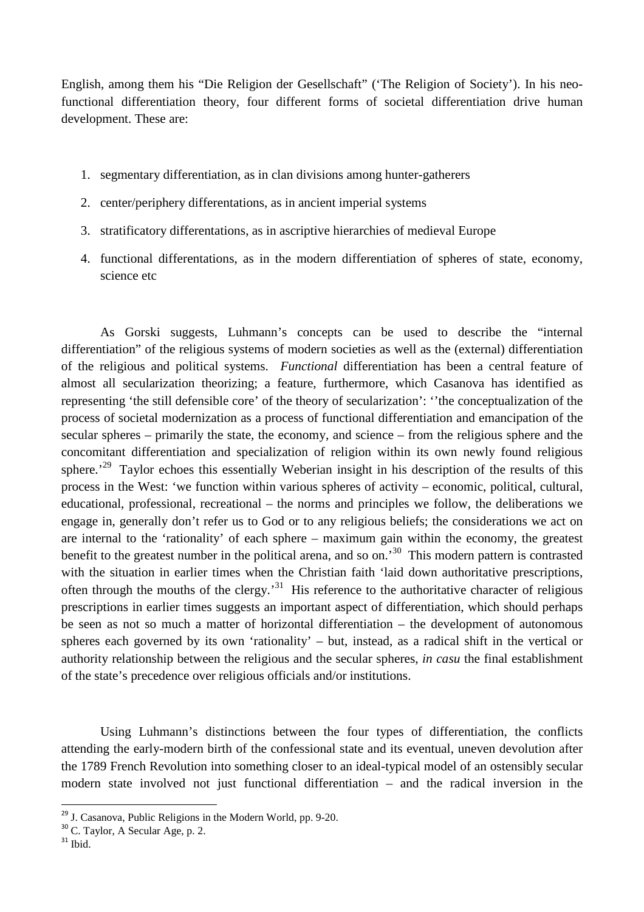English, among them his "Die Religion der Gesellschaft" ('The Religion of Society'). In his neo-functional differentiation theory, four different forms of societal differentiation drive human development. These are:

1. segmentary differentiation, as in clan divisions among hunter-gatherers
2. center/periphery differentations, as in ancient imperial systems
3. stratificatory differentations, as in ascriptive hierarchies of medieval Europe
4. functional differentations, as in the modern differentiation of spheres of state, economy, science etc

As Gorski suggests, Luhmann's concepts can be used to describe the "internal differentiation" of the religious systems of modern societies as well as the (external) differentiation of the religious and political systems. *Functional* differentiation has been a central feature of almost all secularization theorizing; a feature, furthermore, which Casanova has identified as representing 'the still defensible core' of the theory of secularization': ''the conceptualization of the process of societal modernization as a process of functional differentiation and emancipation of the secular spheres – primarily the state, the economy, and science – from the religious sphere and the concomitant differentiation and specialization of religion within its own newly found religious sphere.'[29] Taylor echoes this essentially Weberian insight in his description of the results of this process in the West: 'we function within various spheres of activity – economic, political, cultural, educational, professional, recreational – the norms and principles we follow, the deliberations we engage in, generally don't refer us to God or to any religious beliefs; the considerations we act on are internal to the 'rationality' of each sphere – maximum gain within the economy, the greatest benefit to the greatest number in the political arena, and so on.'[30] This modern pattern is contrasted with the situation in earlier times when the Christian faith 'laid down authoritative prescriptions, often through the mouths of the clergy.'[31] His reference to the authoritative character of religious prescriptions in earlier times suggests an important aspect of differentiation, which should perhaps be seen as not so much a matter of horizontal differentiation – the development of autonomous spheres each governed by its own 'rationality' – but, instead, as a radical shift in the vertical or authority relationship between the religious and the secular spheres, *in casu* the final establishment of the state's precedence over religious officials and/or institutions.

Using Luhmann's distinctions between the four types of differentiation, the conflicts attending the early-modern birth of the confessional state and its eventual, uneven devolution after the 1789 French Revolution into something closer to an ideal-typical model of an ostensibly secular modern state involved not just functional differentiation – and the radical inversion in the

[29] J. Casanova, Public Religions in the Modern World, pp. 9-20.

[30] C. Taylor, A Secular Age, p. 2.

[31] Ibid.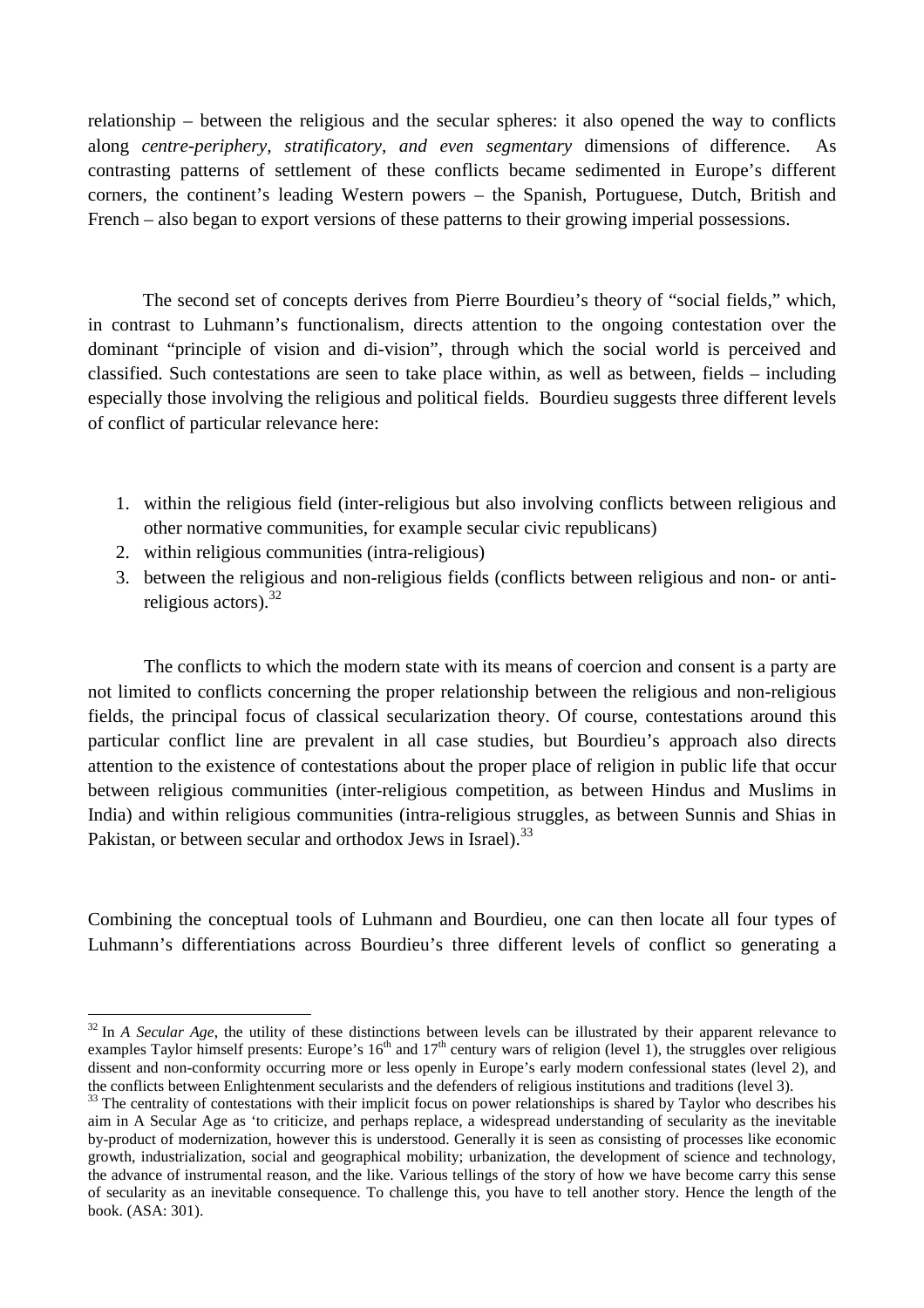relationship – between the religious and the secular spheres: it also opened the way to conflicts along *centre-periphery, stratificatory, and even segmentary* dimensions of difference. As contrasting patterns of settlement of these conflicts became sedimented in Europe's different corners, the continent's leading Western powers – the Spanish, Portuguese, Dutch, British and French – also began to export versions of these patterns to their growing imperial possessions.

The second set of concepts derives from Pierre Bourdieu's theory of "social fields," which, in contrast to Luhmann's functionalism, directs attention to the ongoing contestation over the dominant "principle of vision and di-vision", through which the social world is perceived and classified. Such contestations are seen to take place within, as well as between, fields – including especially those involving the religious and political fields. Bourdieu suggests three different levels of conflict of particular relevance here:

1. within the religious field (inter-religious but also involving conflicts between religious and other normative communities, for example secular civic republicans)
2. within religious communities (intra-religious)
3. between the religious and non-religious fields (conflicts between religious and non- or anti-religious actors).[32]

The conflicts to which the modern state with its means of coercion and consent is a party are not limited to conflicts concerning the proper relationship between the religious and non-religious fields, the principal focus of classical secularization theory. Of course, contestations around this particular conflict line are prevalent in all case studies, but Bourdieu's approach also directs attention to the existence of contestations about the proper place of religion in public life that occur between religious communities (inter-religious competition, as between Hindus and Muslims in India) and within religious communities (intra-religious struggles, as between Sunnis and Shias in Pakistan, or between secular and orthodox Jews in Israel).[33]

Combining the conceptual tools of Luhmann and Bourdieu, one can then locate all four types of Luhmann's differentiations across Bourdieu's three different levels of conflict so generating a

---

[32] In *A Secular Age*, the utility of these distinctions between levels can be illustrated by their apparent relevance to examples Taylor himself presents: Europe's 16th and 17th century wars of religion (level 1), the struggles over religious dissent and non-conformity occurring more or less openly in Europe's early modern confessional states (level 2), and the conflicts between Enlightenment secularists and the defenders of religious institutions and traditions (level 3).

[33] The centrality of contestations with their implicit focus on power relationships is shared by Taylor who describes his aim in A Secular Age as 'to criticize, and perhaps replace, a widespread understanding of secularity as the inevitable by-product of modernization, however this is understood. Generally it is seen as consisting of processes like economic growth, industrialization, social and geographical mobility; urbanization, the development of science and technology, the advance of instrumental reason, and the like. Various tellings of the story of how we have become carry this sense of secularity as an inevitable consequence. To challenge this, you have to tell another story. Hence the length of the book. (ASA: 301).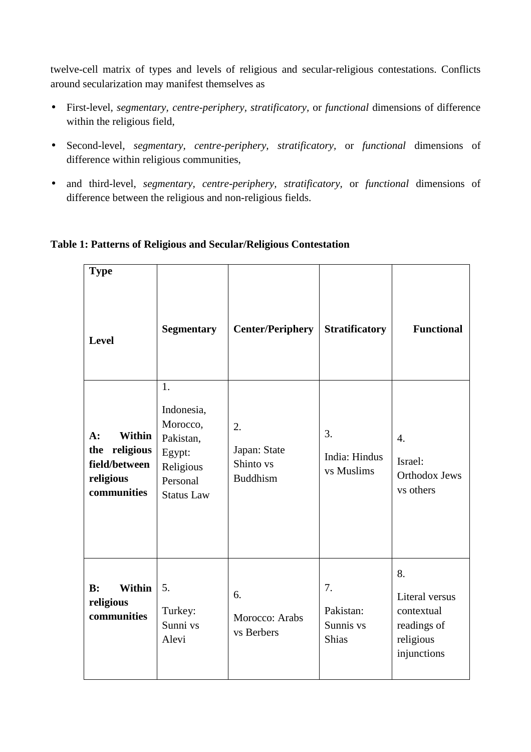twelve-cell matrix of types and levels of religious and secular-religious contestations. Conflicts around secularization may manifest themselves as

- First-level, *segmentary*, *centre-periphery*, *stratificatory*, or *functional* dimensions of difference within the religious field,
- Second-level, *segmentary*, *centre-periphery*, *stratificatory*, or *functional* dimensions of difference within religious communities,
- and third-level, *segmentary*, *centre-periphery*, *stratificatory*, or *functional* dimensions of difference between the religious and non-religious fields.

**Table 1: Patterns of Religious and Secular/Religious Contestation**

| **Type** / **Level** | **Segmentary** | **Center/Periphery** | **Stratificatory** | **Functional** |
|---|---|---|---|---|
| **A: Within the religious field/between religious communities** | 1. Indonesia, Morocco, Pakistan, Egypt: Religious Personal Status Law | 2. Japan: State Shinto vs Buddhism | 3. India: Hindus vs Muslims | 4. Israel: Orthodox Jews vs others |
| **B: Within religious communities** | 5. Turkey: Sunni vs Alevi | 6. Morocco: Arabs vs Berbers | 7. Pakistan: Sunnis vs Shias | 8. Literal versus contextual readings of religious injunctions |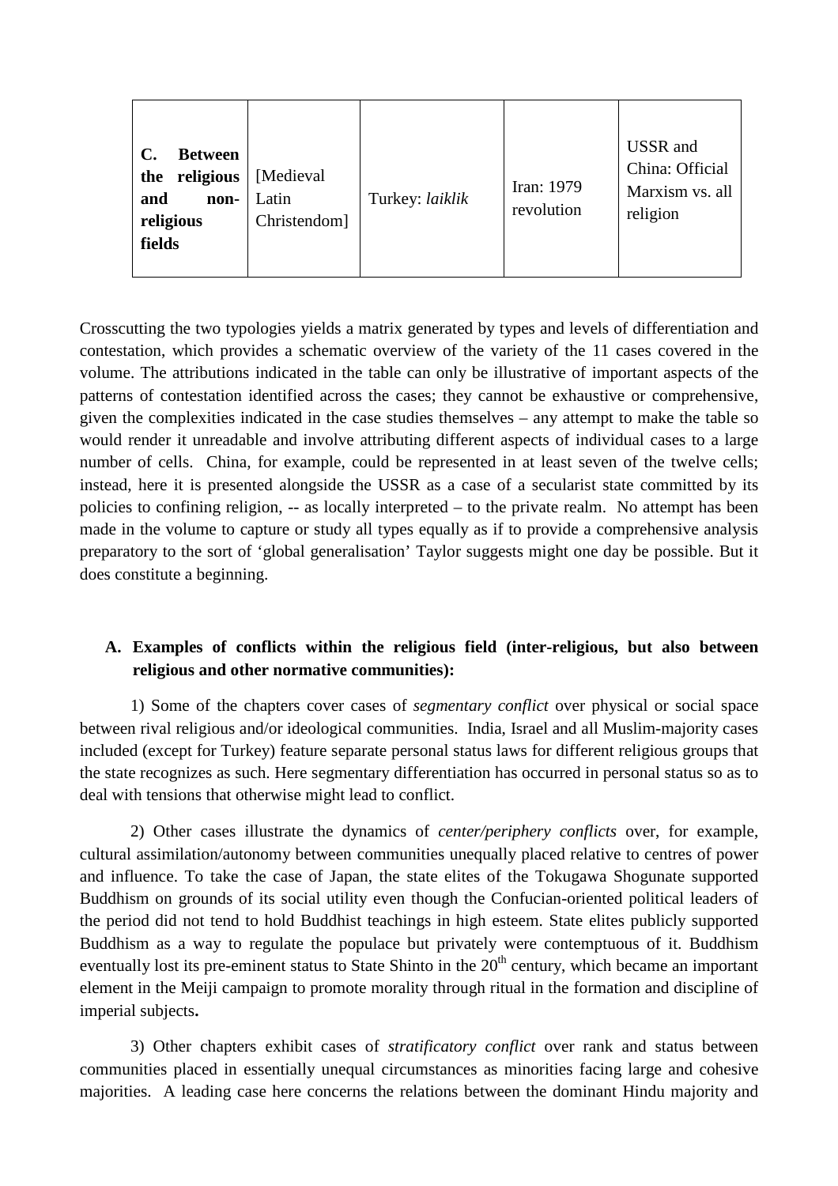| **C. Between the religious and non-religious fields** | [Medieval Latin Christendom] | Turkey: *laiklik* | Iran: 1979 revolution | USSR and China: Official Marxism vs. all religion |
|---|---|---|---|---|

Crosscutting the two typologies yields a matrix generated by types and levels of differentiation and contestation, which provides a schematic overview of the variety of the 11 cases covered in the volume. The attributions indicated in the table can only be illustrative of important aspects of the patterns of contestation identified across the cases; they cannot be exhaustive or comprehensive, given the complexities indicated in the case studies themselves – any attempt to make the table so would render it unreadable and involve attributing different aspects of individual cases to a large number of cells. China, for example, could be represented in at least seven of the twelve cells; instead, here it is presented alongside the USSR as a case of a secularist state committed by its policies to confining religion, -- as locally interpreted – to the private realm. No attempt has been made in the volume to capture or study all types equally as if to provide a comprehensive analysis preparatory to the sort of 'global generalisation' Taylor suggests might one day be possible. But it does constitute a beginning.

**A. Examples of conflicts within the religious field (inter-religious, but also between religious and other normative communities):**

1) Some of the chapters cover cases of *segmentary conflict* over physical or social space between rival religious and/or ideological communities. India, Israel and all Muslim-majority cases included (except for Turkey) feature separate personal status laws for different religious groups that the state recognizes as such. Here segmentary differentiation has occurred in personal status so as to deal with tensions that otherwise might lead to conflict.

2) Other cases illustrate the dynamics of *center/periphery conflicts* over, for example, cultural assimilation/autonomy between communities unequally placed relative to centres of power and influence. To take the case of Japan, the state elites of the Tokugawa Shogunate supported Buddhism on grounds of its social utility even though the Confucian-oriented political leaders of the period did not tend to hold Buddhist teachings in high esteem. State elites publicly supported Buddhism as a way to regulate the populace but privately were contemptuous of it. Buddhism eventually lost its pre-eminent status to State Shinto in the 20th century, which became an important element in the Meiji campaign to promote morality through ritual in the formation and discipline of imperial subjects**.**

3) Other chapters exhibit cases of *stratificatory conflict* over rank and status between communities placed in essentially unequal circumstances as minorities facing large and cohesive majorities. A leading case here concerns the relations between the dominant Hindu majority and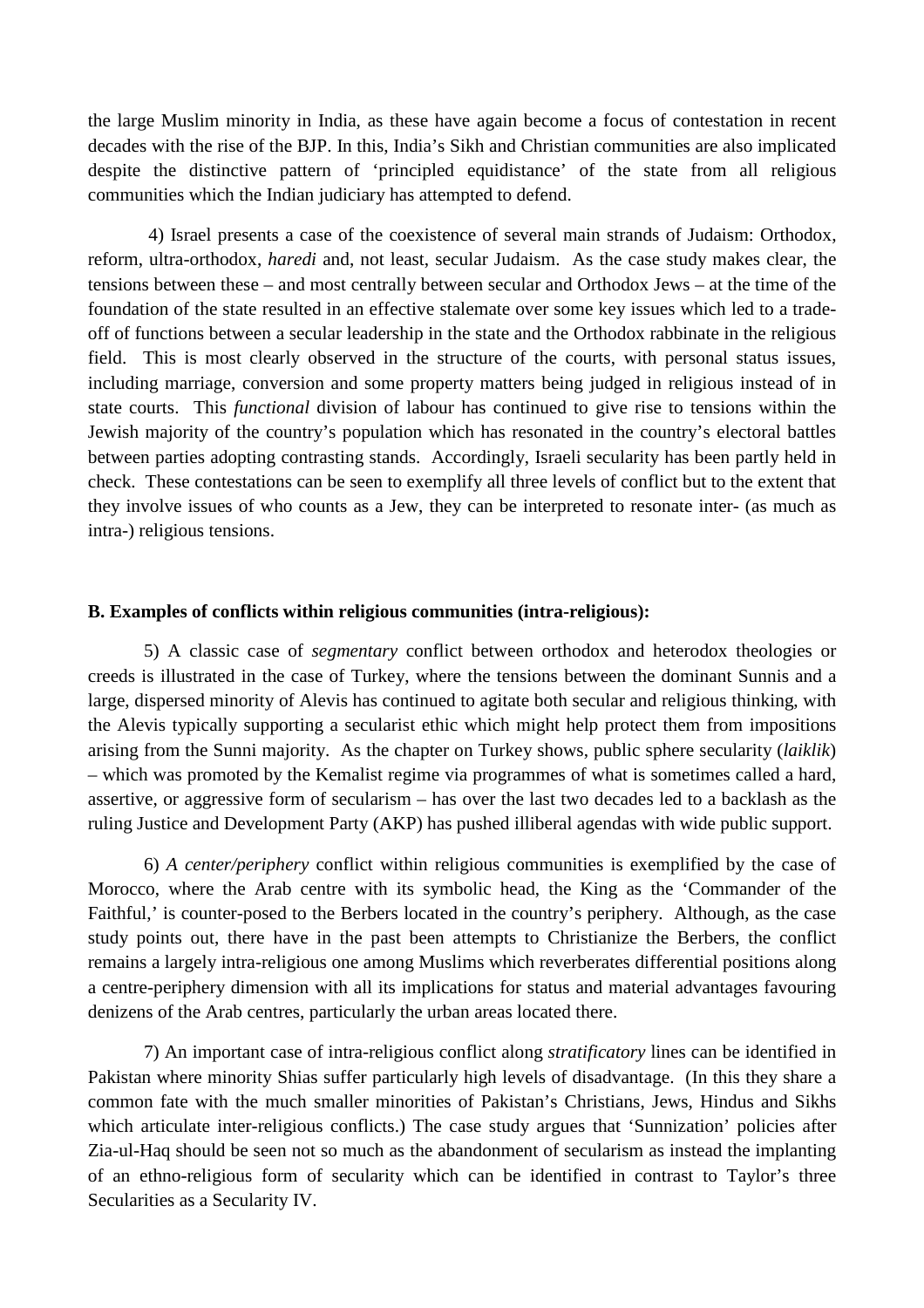the large Muslim minority in India, as these have again become a focus of contestation in recent decades with the rise of the BJP. In this, India's Sikh and Christian communities are also implicated despite the distinctive pattern of 'principled equidistance' of the state from all religious communities which the Indian judiciary has attempted to defend.

4) Israel presents a case of the coexistence of several main strands of Judaism: Orthodox, reform, ultra-orthodox, *haredi* and, not least, secular Judaism. As the case study makes clear, the tensions between these – and most centrally between secular and Orthodox Jews – at the time of the foundation of the state resulted in an effective stalemate over some key issues which led to a trade-off of functions between a secular leadership in the state and the Orthodox rabbinate in the religious field. This is most clearly observed in the structure of the courts, with personal status issues, including marriage, conversion and some property matters being judged in religious instead of in state courts. This *functional* division of labour has continued to give rise to tensions within the Jewish majority of the country's population which has resonated in the country's electoral battles between parties adopting contrasting stands. Accordingly, Israeli secularity has been partly held in check. These contestations can be seen to exemplify all three levels of conflict but to the extent that they involve issues of who counts as a Jew, they can be interpreted to resonate inter- (as much as intra-) religious tensions.

**B. Examples of conflicts within religious communities (intra-religious):**

5) A classic case of *segmentary* conflict between orthodox and heterodox theologies or creeds is illustrated in the case of Turkey, where the tensions between the dominant Sunnis and a large, dispersed minority of Alevis has continued to agitate both secular and religious thinking, with the Alevis typically supporting a secularist ethic which might help protect them from impositions arising from the Sunni majority. As the chapter on Turkey shows, public sphere secularity (*laiklik*) – which was promoted by the Kemalist regime via programmes of what is sometimes called a hard, assertive, or aggressive form of secularism – has over the last two decades led to a backlash as the ruling Justice and Development Party (AKP) has pushed illiberal agendas with wide public support.

6) *A center/periphery* conflict within religious communities is exemplified by the case of Morocco, where the Arab centre with its symbolic head, the King as the 'Commander of the Faithful,' is counter-posed to the Berbers located in the country's periphery. Although, as the case study points out, there have in the past been attempts to Christianize the Berbers, the conflict remains a largely intra-religious one among Muslims which reverberates differential positions along a centre-periphery dimension with all its implications for status and material advantages favouring denizens of the Arab centres, particularly the urban areas located there.

7) An important case of intra-religious conflict along *stratificatory* lines can be identified in Pakistan where minority Shias suffer particularly high levels of disadvantage. (In this they share a common fate with the much smaller minorities of Pakistan's Christians, Jews, Hindus and Sikhs which articulate inter-religious conflicts.) The case study argues that 'Sunnization' policies after Zia-ul-Haq should be seen not so much as the abandonment of secularism as instead the implanting of an ethno-religious form of secularity which can be identified in contrast to Taylor's three Secularities as a Secularity IV.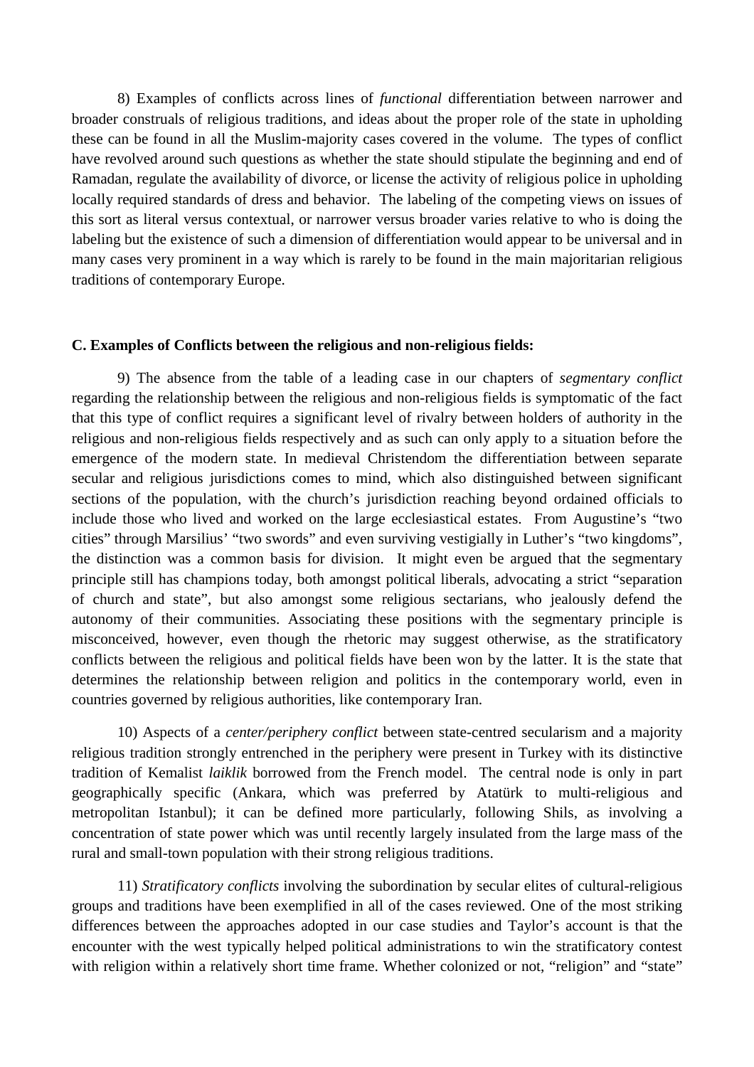8) Examples of conflicts across lines of *functional* differentiation between narrower and broader construals of religious traditions, and ideas about the proper role of the state in upholding these can be found in all the Muslim-majority cases covered in the volume. The types of conflict have revolved around such questions as whether the state should stipulate the beginning and end of Ramadan, regulate the availability of divorce, or license the activity of religious police in upholding locally required standards of dress and behavior. The labeling of the competing views on issues of this sort as literal versus contextual, or narrower versus broader varies relative to who is doing the labeling but the existence of such a dimension of differentiation would appear to be universal and in many cases very prominent in a way which is rarely to be found in the main majoritarian religious traditions of contemporary Europe.

**C. Examples of Conflicts between the religious and non-religious fields:**

9) The absence from the table of a leading case in our chapters of *segmentary conflict* regarding the relationship between the religious and non-religious fields is symptomatic of the fact that this type of conflict requires a significant level of rivalry between holders of authority in the religious and non-religious fields respectively and as such can only apply to a situation before the emergence of the modern state. In medieval Christendom the differentiation between separate secular and religious jurisdictions comes to mind, which also distinguished between significant sections of the population, with the church's jurisdiction reaching beyond ordained officials to include those who lived and worked on the large ecclesiastical estates. From Augustine's "two cities" through Marsilius' "two swords" and even surviving vestigially in Luther's "two kingdoms", the distinction was a common basis for division. It might even be argued that the segmentary principle still has champions today, both amongst political liberals, advocating a strict "separation of church and state", but also amongst some religious sectarians, who jealously defend the autonomy of their communities. Associating these positions with the segmentary principle is misconceived, however, even though the rhetoric may suggest otherwise, as the stratificatory conflicts between the religious and political fields have been won by the latter. It is the state that determines the relationship between religion and politics in the contemporary world, even in countries governed by religious authorities, like contemporary Iran.

10) Aspects of a *center/periphery conflict* between state-centred secularism and a majority religious tradition strongly entrenched in the periphery were present in Turkey with its distinctive tradition of Kemalist *laiklik* borrowed from the French model. The central node is only in part geographically specific (Ankara, which was preferred by Atatürk to multi-religious and metropolitan Istanbul); it can be defined more particularly, following Shils, as involving a concentration of state power which was until recently largely insulated from the large mass of the rural and small-town population with their strong religious traditions.

11) *Stratificatory conflicts* involving the subordination by secular elites of cultural-religious groups and traditions have been exemplified in all of the cases reviewed. One of the most striking differences between the approaches adopted in our case studies and Taylor's account is that the encounter with the west typically helped political administrations to win the stratificatory contest with religion within a relatively short time frame. Whether colonized or not, "religion" and "state"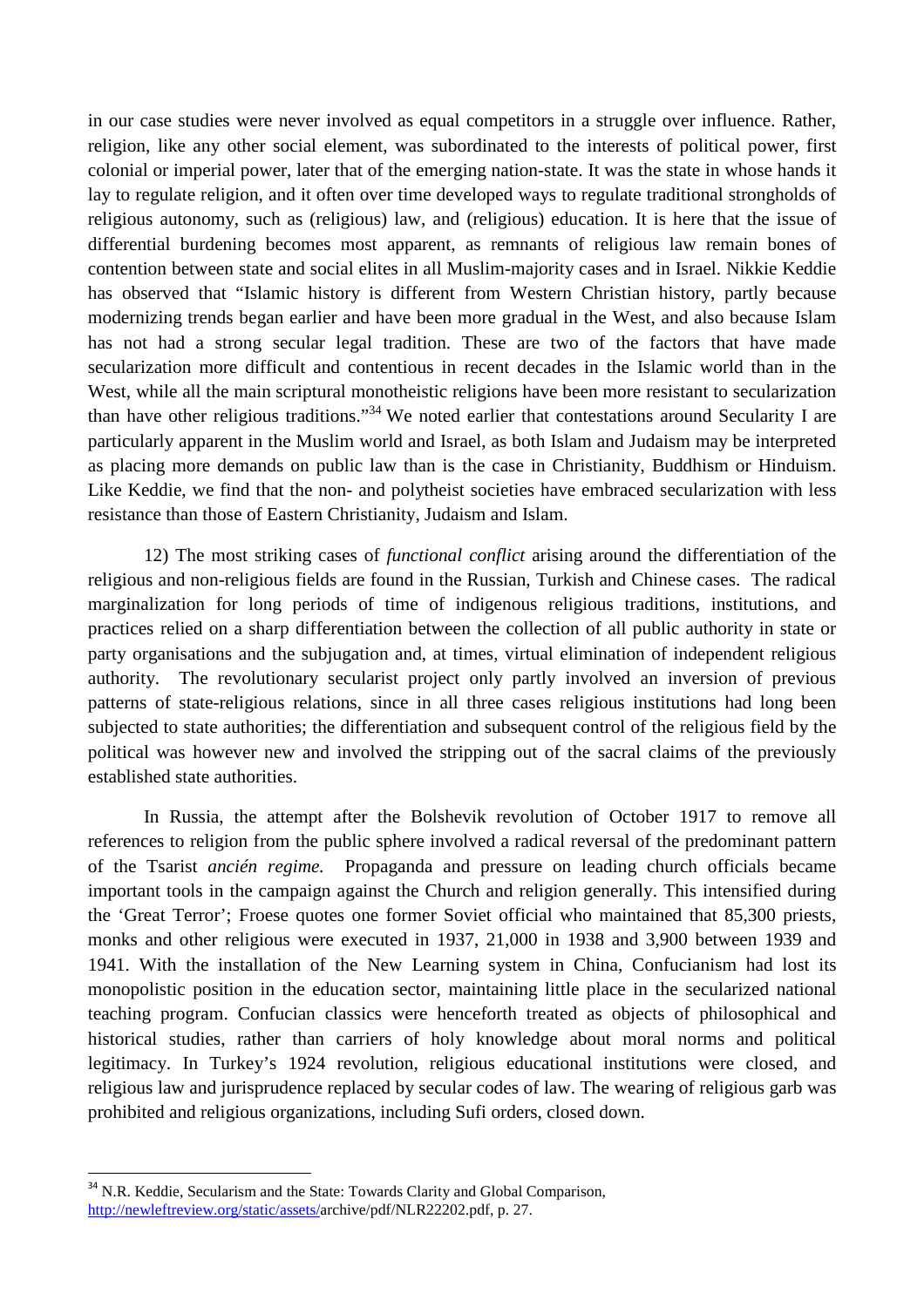in our case studies were never involved as equal competitors in a struggle over influence. Rather, religion, like any other social element, was subordinated to the interests of political power, first colonial or imperial power, later that of the emerging nation-state. It was the state in whose hands it lay to regulate religion, and it often over time developed ways to regulate traditional strongholds of religious autonomy, such as (religious) law, and (religious) education. It is here that the issue of differential burdening becomes most apparent, as remnants of religious law remain bones of contention between state and social elites in all Muslim-majority cases and in Israel. Nikkie Keddie has observed that "Islamic history is different from Western Christian history, partly because modernizing trends began earlier and have been more gradual in the West, and also because Islam has not had a strong secular legal tradition. These are two of the factors that have made secularization more difficult and contentious in recent decades in the Islamic world than in the West, while all the main scriptural monotheistic religions have been more resistant to secularization than have other religious traditions."[34] We noted earlier that contestations around Secularity I are particularly apparent in the Muslim world and Israel, as both Islam and Judaism may be interpreted as placing more demands on public law than is the case in Christianity, Buddhism or Hinduism. Like Keddie, we find that the non- and polytheist societies have embraced secularization with less resistance than those of Eastern Christianity, Judaism and Islam.

12) The most striking cases of *functional conflict* arising around the differentiation of the religious and non-religious fields are found in the Russian, Turkish and Chinese cases. The radical marginalization for long periods of time of indigenous religious traditions, institutions, and practices relied on a sharp differentiation between the collection of all public authority in state or party organisations and the subjugation and, at times, virtual elimination of independent religious authority. The revolutionary secularist project only partly involved an inversion of previous patterns of state-religious relations, since in all three cases religious institutions had long been subjected to state authorities; the differentiation and subsequent control of the religious field by the political was however new and involved the stripping out of the sacral claims of the previously established state authorities.

In Russia, the attempt after the Bolshevik revolution of October 1917 to remove all references to religion from the public sphere involved a radical reversal of the predominant pattern of the Tsarist *ancién regime.* Propaganda and pressure on leading church officials became important tools in the campaign against the Church and religion generally. This intensified during the 'Great Terror'; Froese quotes one former Soviet official who maintained that 85,300 priests, monks and other religious were executed in 1937, 21,000 in 1938 and 3,900 between 1939 and 1941. With the installation of the New Learning system in China, Confucianism had lost its monopolistic position in the education sector, maintaining little place in the secularized national teaching program. Confucian classics were henceforth treated as objects of philosophical and historical studies, rather than carriers of holy knowledge about moral norms and political legitimacy. In Turkey's 1924 revolution, religious educational institutions were closed, and religious law and jurisprudence replaced by secular codes of law. The wearing of religious garb was prohibited and religious organizations, including Sufi orders, closed down.

---

[34] N.R. Keddie, Secularism and the State: Towards Clarity and Global Comparison, http://newleftreview.org/static/assets/archive/pdf/NLR22202.pdf, p. 27.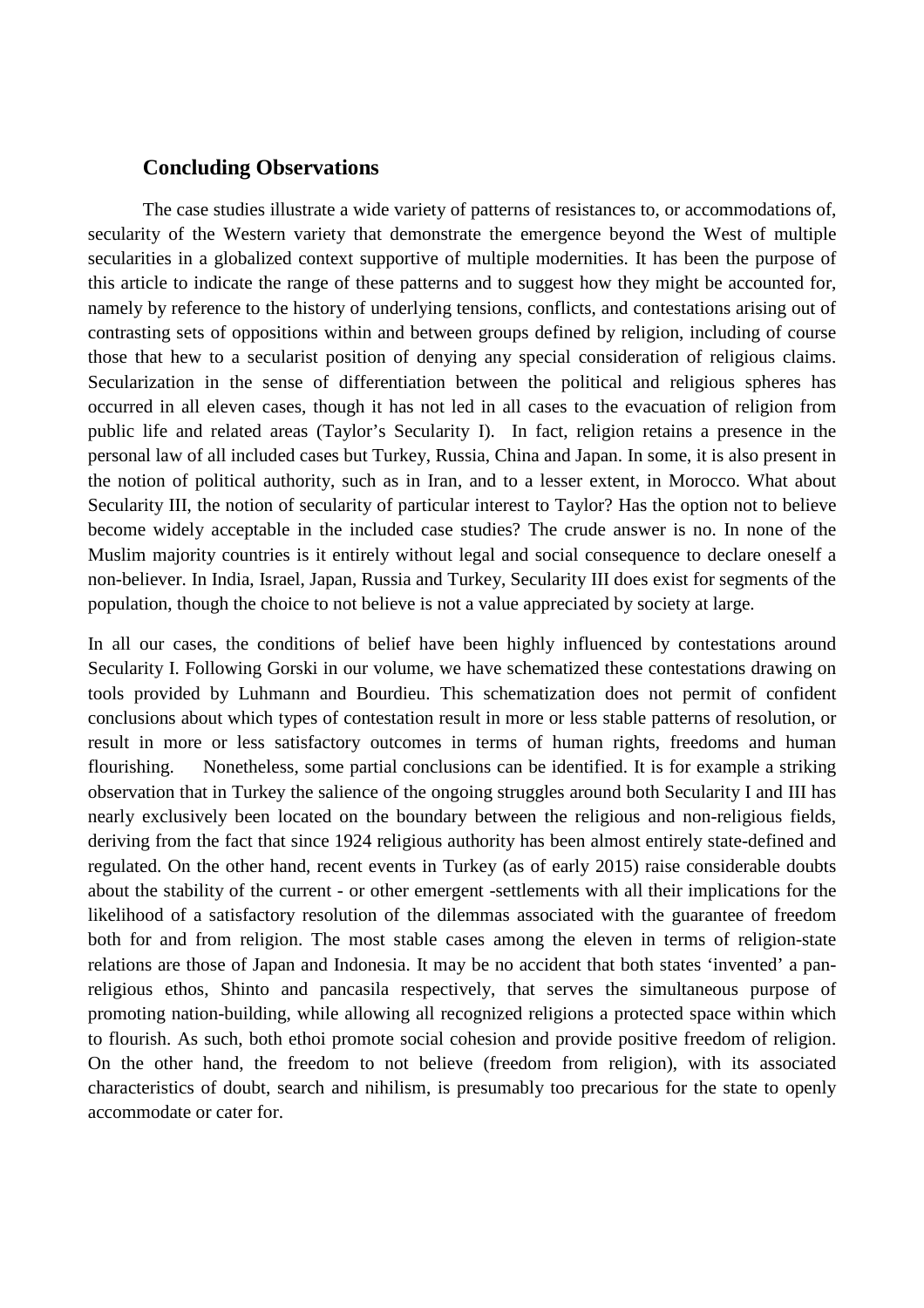## Concluding Observations

The case studies illustrate a wide variety of patterns of resistances to, or accommodations of, secularity of the Western variety that demonstrate the emergence beyond the West of multiple secularities in a globalized context supportive of multiple modernities. It has been the purpose of this article to indicate the range of these patterns and to suggest how they might be accounted for, namely by reference to the history of underlying tensions, conflicts, and contestations arising out of contrasting sets of oppositions within and between groups defined by religion, including of course those that hew to a secularist position of denying any special consideration of religious claims. Secularization in the sense of differentiation between the political and religious spheres has occurred in all eleven cases, though it has not led in all cases to the evacuation of religion from public life and related areas (Taylor's Secularity I). In fact, religion retains a presence in the personal law of all included cases but Turkey, Russia, China and Japan. In some, it is also present in the notion of political authority, such as in Iran, and to a lesser extent, in Morocco. What about Secularity III, the notion of secularity of particular interest to Taylor? Has the option not to believe become widely acceptable in the included case studies? The crude answer is no. In none of the Muslim majority countries is it entirely without legal and social consequence to declare oneself a non-believer. In India, Israel, Japan, Russia and Turkey, Secularity III does exist for segments of the population, though the choice to not believe is not a value appreciated by society at large.

In all our cases, the conditions of belief have been highly influenced by contestations around Secularity I. Following Gorski in our volume, we have schematized these contestations drawing on tools provided by Luhmann and Bourdieu. This schematization does not permit of confident conclusions about which types of contestation result in more or less stable patterns of resolution, or result in more or less satisfactory outcomes in terms of human rights, freedoms and human flourishing. Nonetheless, some partial conclusions can be identified. It is for example a striking observation that in Turkey the salience of the ongoing struggles around both Secularity I and III has nearly exclusively been located on the boundary between the religious and non-religious fields, deriving from the fact that since 1924 religious authority has been almost entirely state-defined and regulated. On the other hand, recent events in Turkey (as of early 2015) raise considerable doubts about the stability of the current - or other emergent -settlements with all their implications for the likelihood of a satisfactory resolution of the dilemmas associated with the guarantee of freedom both for and from religion. The most stable cases among the eleven in terms of religion-state relations are those of Japan and Indonesia. It may be no accident that both states 'invented' a pan-religious ethos, Shinto and pancasila respectively, that serves the simultaneous purpose of promoting nation-building, while allowing all recognized religions a protected space within which to flourish. As such, both ethoi promote social cohesion and provide positive freedom of religion. On the other hand, the freedom to not believe (freedom from religion), with its associated characteristics of doubt, search and nihilism, is presumably too precarious for the state to openly accommodate or cater for.